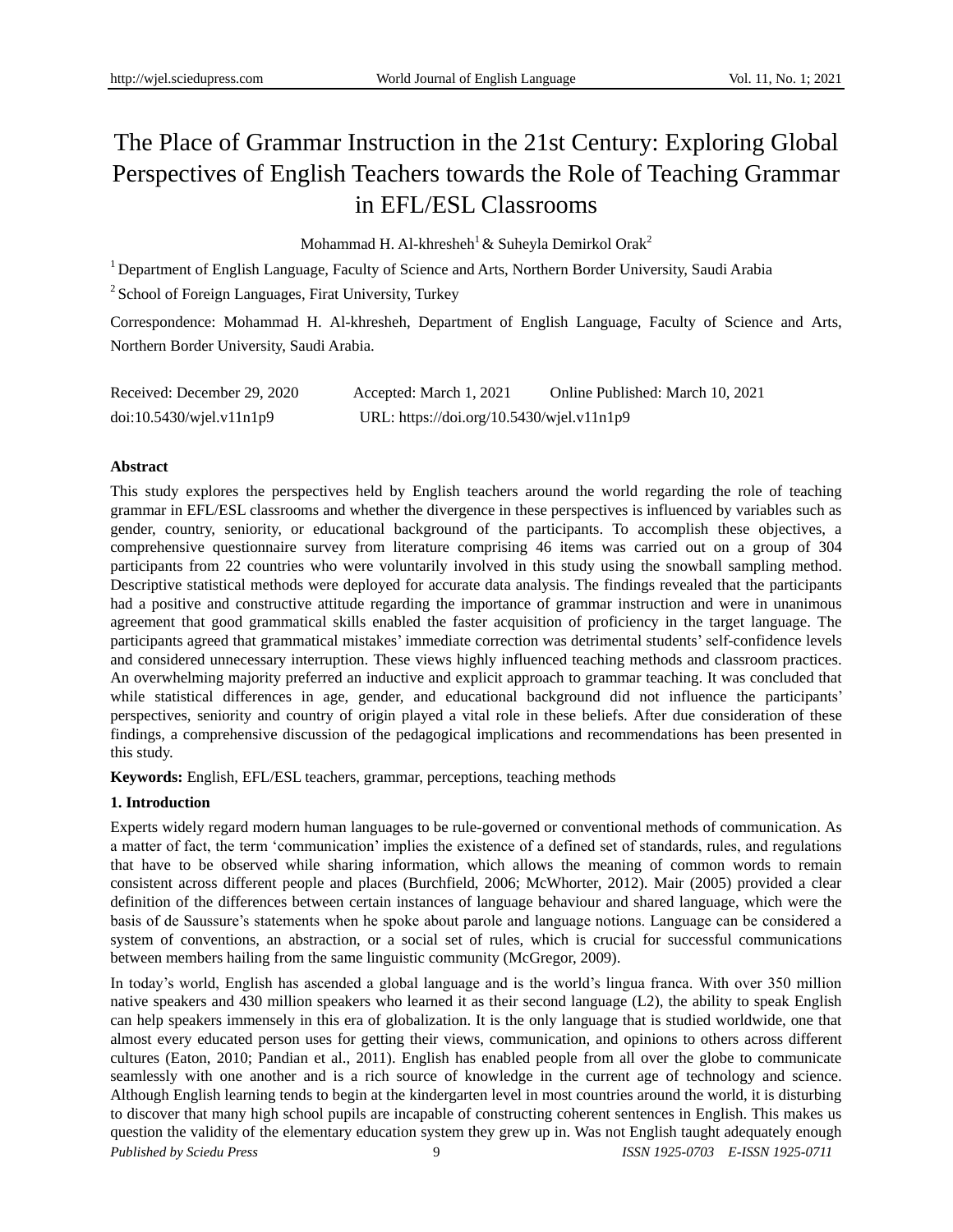# The Place of Grammar Instruction in the 21st Century: Exploring Global Perspectives of English Teachers towards the Role of Teaching Grammar in EFL/ESL Classrooms

Mohammad H. Al-khresheh[1] & Suheyla Demirkol Orak[2]

[1] Department of English Language, Faculty of Science and Arts, Northern Border University, Saudi Arabia

[2] School of Foreign Languages, Firat University, Turkey

Correspondence: Mohammad H. Al-khresheh, Department of English Language, Faculty of Science and Arts, Northern Border University, Saudi Arabia.

Received: December 29, 2020 Accepted: March 1, 2021 Online Published: March 10, 2021

doi:10.5430/wjel.v11n1p9 URL: https://doi.org/10.5430/wjel.v11n1p9

**Abstract**

This study explores the perspectives held by English teachers around the world regarding the role of teaching grammar in EFL/ESL classrooms and whether the divergence in these perspectives is influenced by variables such as gender, country, seniority, or educational background of the participants. To accomplish these objectives, a comprehensive questionnaire survey from literature comprising 46 items was carried out on a group of 304 participants from 22 countries who were voluntarily involved in this study using the snowball sampling method. Descriptive statistical methods were deployed for accurate data analysis. The findings revealed that the participants had a positive and constructive attitude regarding the importance of grammar instruction and were in unanimous agreement that good grammatical skills enabled the faster acquisition of proficiency in the target language. The participants agreed that grammatical mistakes' immediate correction was detrimental students' self-confidence levels and considered unnecessary interruption. These views highly influenced teaching methods and classroom practices. An overwhelming majority preferred an inductive and explicit approach to grammar teaching. It was concluded that while statistical differences in age, gender, and educational background did not influence the participants' perspectives, seniority and country of origin played a vital role in these beliefs. After due consideration of these findings, a comprehensive discussion of the pedagogical implications and recommendations has been presented in this study.

**Keywords:** English, EFL/ESL teachers, grammar, perceptions, teaching methods

## 1. Introduction

Experts widely regard modern human languages to be rule-governed or conventional methods of communication. As a matter of fact, the term 'communication' implies the existence of a defined set of standards, rules, and regulations that have to be observed while sharing information, which allows the meaning of common words to remain consistent across different people and places (Burchfield, 2006; McWhorter, 2012). Mair (2005) provided a clear definition of the differences between certain instances of language behaviour and shared language, which were the basis of de Saussure's statements when he spoke about parole and language notions. Language can be considered a system of conventions, an abstraction, or a social set of rules, which is crucial for successful communications between members hailing from the same linguistic community (McGregor, 2009).

In today's world, English has ascended a global language and is the world's lingua franca. With over 350 million native speakers and 430 million speakers who learned it as their second language (L2), the ability to speak English can help speakers immensely in this era of globalization. It is the only language that is studied worldwide, one that almost every educated person uses for getting their views, communication, and opinions to others across different cultures (Eaton, 2010; Pandian et al., 2011). English has enabled people from all over the globe to communicate seamlessly with one another and is a rich source of knowledge in the current age of technology and science. Although English learning tends to begin at the kindergarten level in most countries around the world, it is disturbing to discover that many high school pupils are incapable of constructing coherent sentences in English. This makes us question the validity of the elementary education system they grew up in. Was not English taught adequately enough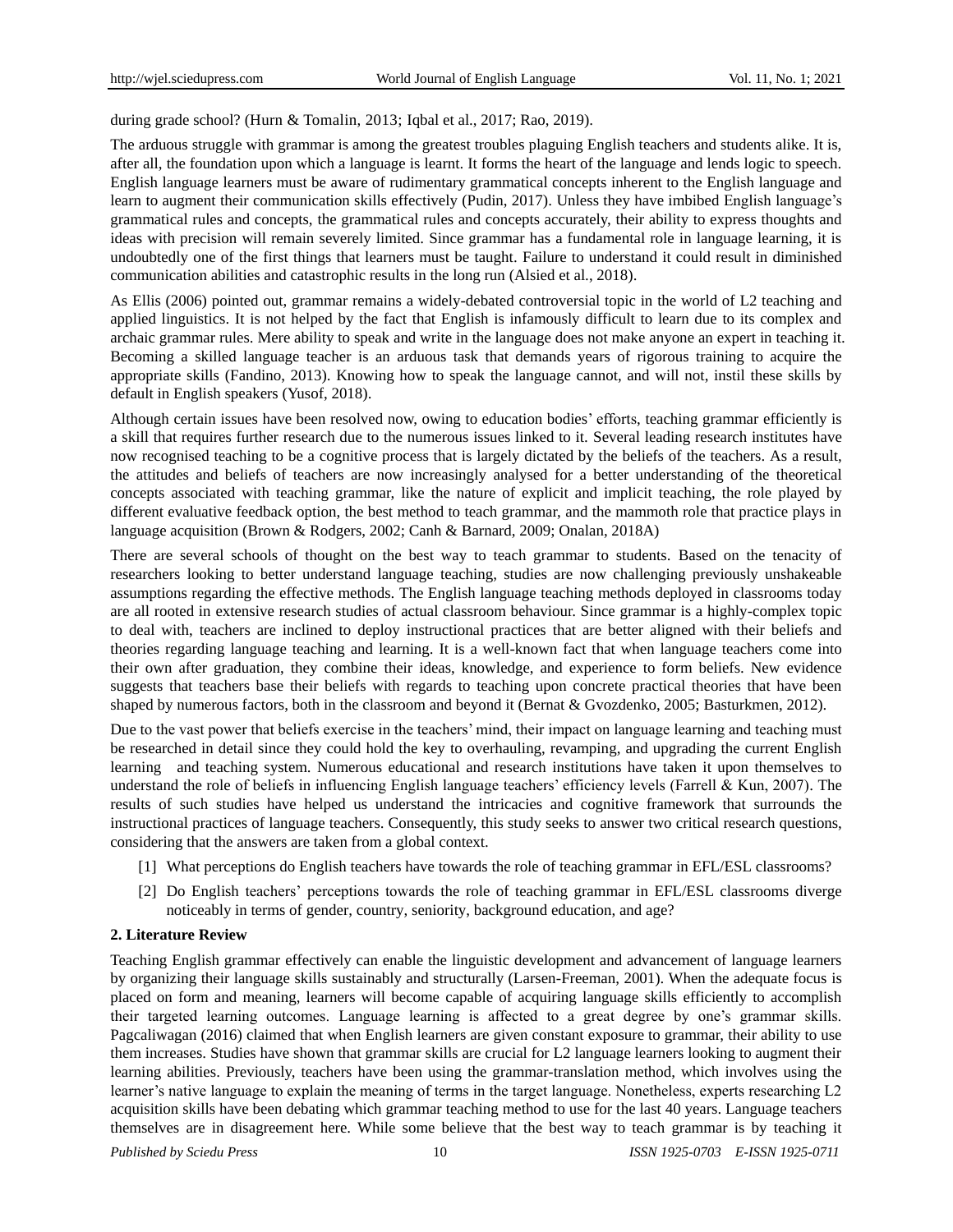during grade school? (Hurn & Tomalin, 2013; Iqbal et al., 2017; Rao, 2019).

The arduous struggle with grammar is among the greatest troubles plaguing English teachers and students alike. It is, after all, the foundation upon which a language is learnt. It forms the heart of the language and lends logic to speech. English language learners must be aware of rudimentary grammatical concepts inherent to the English language and learn to augment their communication skills effectively (Pudin, 2017). Unless they have imbibed English language's grammatical rules and concepts, the grammatical rules and concepts accurately, their ability to express thoughts and ideas with precision will remain severely limited. Since grammar has a fundamental role in language learning, it is undoubtedly one of the first things that learners must be taught. Failure to understand it could result in diminished communication abilities and catastrophic results in the long run (Alsied et al., 2018).

As Ellis (2006) pointed out, grammar remains a widely-debated controversial topic in the world of L2 teaching and applied linguistics. It is not helped by the fact that English is infamously difficult to learn due to its complex and archaic grammar rules. Mere ability to speak and write in the language does not make anyone an expert in teaching it. Becoming a skilled language teacher is an arduous task that demands years of rigorous training to acquire the appropriate skills (Fandino, 2013). Knowing how to speak the language cannot, and will not, instil these skills by default in English speakers (Yusof, 2018).

Although certain issues have been resolved now, owing to education bodies' efforts, teaching grammar efficiently is a skill that requires further research due to the numerous issues linked to it. Several leading research institutes have now recognised teaching to be a cognitive process that is largely dictated by the beliefs of the teachers. As a result, the attitudes and beliefs of teachers are now increasingly analysed for a better understanding of the theoretical concepts associated with teaching grammar, like the nature of explicit and implicit teaching, the role played by different evaluative feedback option, the best method to teach grammar, and the mammoth role that practice plays in language acquisition (Brown & Rodgers, 2002; Canh & Barnard, 2009; Onalan, 2018A)

There are several schools of thought on the best way to teach grammar to students. Based on the tenacity of researchers looking to better understand language teaching, studies are now challenging previously unshakeable assumptions regarding the effective methods. The English language teaching methods deployed in classrooms today are all rooted in extensive research studies of actual classroom behaviour. Since grammar is a highly-complex topic to deal with, teachers are inclined to deploy instructional practices that are better aligned with their beliefs and theories regarding language teaching and learning. It is a well-known fact that when language teachers come into their own after graduation, they combine their ideas, knowledge, and experience to form beliefs. New evidence suggests that teachers base their beliefs with regards to teaching upon concrete practical theories that have been shaped by numerous factors, both in the classroom and beyond it (Bernat & Gvozdenko, 2005; Basturkmen, 2012).

Due to the vast power that beliefs exercise in the teachers' mind, their impact on language learning and teaching must be researched in detail since they could hold the key to overhauling, revamping, and upgrading the current English learning and teaching system. Numerous educational and research institutions have taken it upon themselves to understand the role of beliefs in influencing English language teachers' efficiency levels (Farrell & Kun, 2007). The results of such studies have helped us understand the intricacies and cognitive framework that surrounds the instructional practices of language teachers. Consequently, this study seeks to answer two critical research questions, considering that the answers are taken from a global context.

[1] What perceptions do English teachers have towards the role of teaching grammar in EFL/ESL classrooms?

[2] Do English teachers' perceptions towards the role of teaching grammar in EFL/ESL classrooms diverge noticeably in terms of gender, country, seniority, background education, and age?

## 2. Literature Review

Teaching English grammar effectively can enable the linguistic development and advancement of language learners by organizing their language skills sustainably and structurally (Larsen-Freeman, 2001). When the adequate focus is placed on form and meaning, learners will become capable of acquiring language skills efficiently to accomplish their targeted learning outcomes. Language learning is affected to a great degree by one's grammar skills. Pagcaliwagan (2016) claimed that when English learners are given constant exposure to grammar, their ability to use them increases. Studies have shown that grammar skills are crucial for L2 language learners looking to augment their learning abilities. Previously, teachers have been using the grammar-translation method, which involves using the learner's native language to explain the meaning of terms in the target language. Nonetheless, experts researching L2 acquisition skills have been debating which grammar teaching method to use for the last 40 years. Language teachers themselves are in disagreement here. While some believe that the best way to teach grammar is by teaching it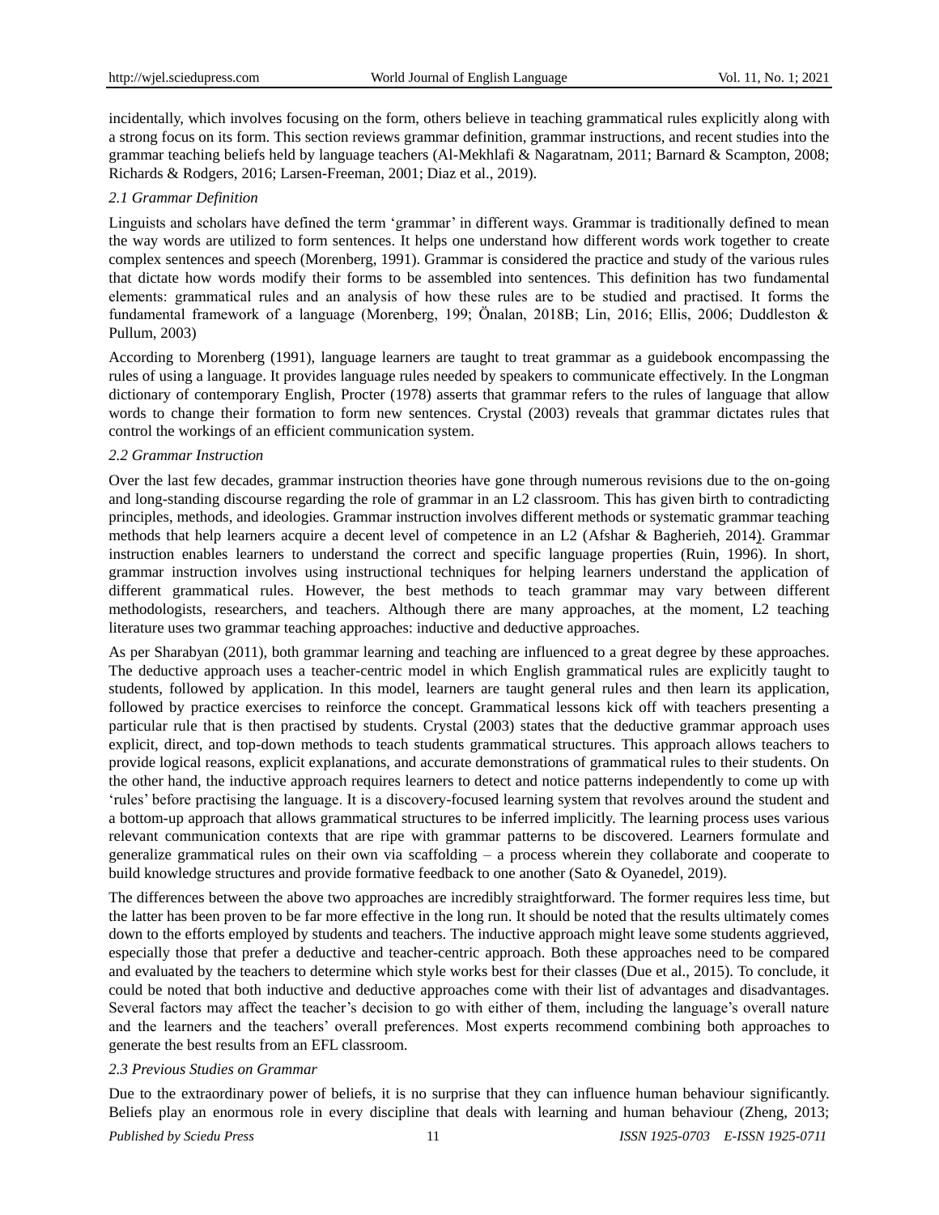incidentally, which involves focusing on the form, others believe in teaching grammatical rules explicitly along with a strong focus on its form. This section reviews grammar definition, grammar instructions, and recent studies into the grammar teaching beliefs held by language teachers (Al-Mekhlafi & Nagaratnam, 2011; Barnard & Scampton, 2008; Richards & Rodgers, 2016; Larsen-Freeman, 2001; Diaz et al., 2019).

### *2.1 Grammar Definition*

Linguists and scholars have defined the term 'grammar' in different ways. Grammar is traditionally defined to mean the way words are utilized to form sentences. It helps one understand how different words work together to create complex sentences and speech (Morenberg, 1991). Grammar is considered the practice and study of the various rules that dictate how words modify their forms to be assembled into sentences. This definition has two fundamental elements: grammatical rules and an analysis of how these rules are to be studied and practised. It forms the fundamental framework of a language (Morenberg, 199; Önalan, 2018B; Lin, 2016; Ellis, 2006; Duddleston & Pullum, 2003)

According to Morenberg (1991), language learners are taught to treat grammar as a guidebook encompassing the rules of using a language. It provides language rules needed by speakers to communicate effectively. In the Longman dictionary of contemporary English, Procter (1978) asserts that grammar refers to the rules of language that allow words to change their formation to form new sentences. Crystal (2003) reveals that grammar dictates rules that control the workings of an efficient communication system.

### *2.2 Grammar Instruction*

Over the last few decades, grammar instruction theories have gone through numerous revisions due to the on-going and long-standing discourse regarding the role of grammar in an L2 classroom. This has given birth to contradicting principles, methods, and ideologies. Grammar instruction involves different methods or systematic grammar teaching methods that help learners acquire a decent level of competence in an L2 (Afshar & Bagherieh, 2014). Grammar instruction enables learners to understand the correct and specific language properties (Ruin, 1996). In short, grammar instruction involves using instructional techniques for helping learners understand the application of different grammatical rules. However, the best methods to teach grammar may vary between different methodologists, researchers, and teachers. Although there are many approaches, at the moment, L2 teaching literature uses two grammar teaching approaches: inductive and deductive approaches.

As per Sharabyan (2011), both grammar learning and teaching are influenced to a great degree by these approaches. The deductive approach uses a teacher-centric model in which English grammatical rules are explicitly taught to students, followed by application. In this model, learners are taught general rules and then learn its application, followed by practice exercises to reinforce the concept. Grammatical lessons kick off with teachers presenting a particular rule that is then practised by students. Crystal (2003) states that the deductive grammar approach uses explicit, direct, and top-down methods to teach students grammatical structures. This approach allows teachers to provide logical reasons, explicit explanations, and accurate demonstrations of grammatical rules to their students. On the other hand, the inductive approach requires learners to detect and notice patterns independently to come up with 'rules' before practising the language. It is a discovery-focused learning system that revolves around the student and a bottom-up approach that allows grammatical structures to be inferred implicitly. The learning process uses various relevant communication contexts that are ripe with grammar patterns to be discovered. Learners formulate and generalize grammatical rules on their own via scaffolding – a process wherein they collaborate and cooperate to build knowledge structures and provide formative feedback to one another (Sato & Oyanedel, 2019).

The differences between the above two approaches are incredibly straightforward. The former requires less time, but the latter has been proven to be far more effective in the long run. It should be noted that the results ultimately comes down to the efforts employed by students and teachers. The inductive approach might leave some students aggrieved, especially those that prefer a deductive and teacher-centric approach. Both these approaches need to be compared and evaluated by the teachers to determine which style works best for their classes (Due et al., 2015). To conclude, it could be noted that both inductive and deductive approaches come with their list of advantages and disadvantages. Several factors may affect the teacher's decision to go with either of them, including the language's overall nature and the learners and the teachers' overall preferences. Most experts recommend combining both approaches to generate the best results from an EFL classroom.

### *2.3 Previous Studies on Grammar*

Due to the extraordinary power of beliefs, it is no surprise that they can influence human behaviour significantly. Beliefs play an enormous role in every discipline that deals with learning and human behaviour (Zheng, 2013;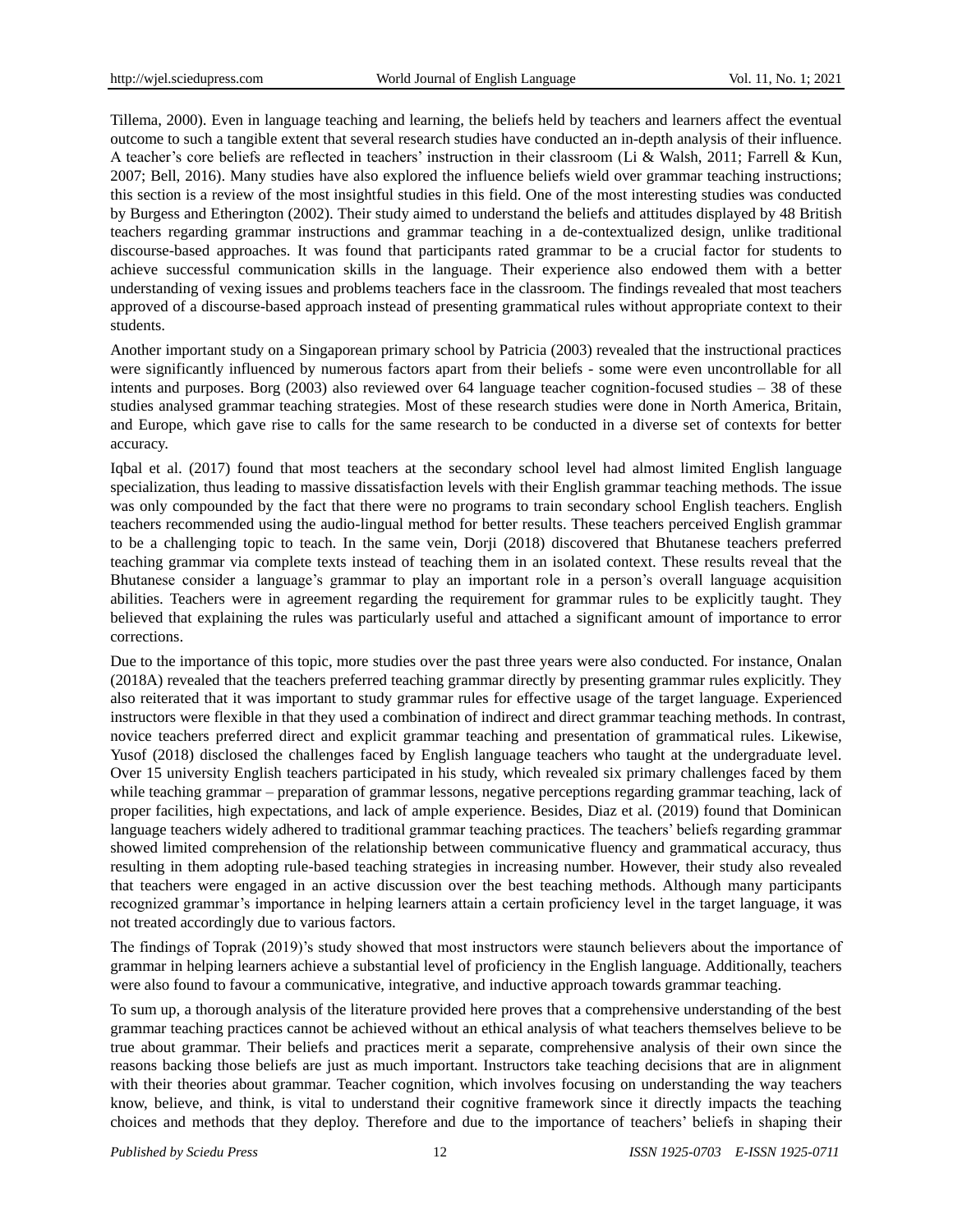Tillema, 2000). Even in language teaching and learning, the beliefs held by teachers and learners affect the eventual outcome to such a tangible extent that several research studies have conducted an in-depth analysis of their influence. A teacher's core beliefs are reflected in teachers' instruction in their classroom (Li & Walsh, 2011; Farrell & Kun, 2007; Bell, 2016). Many studies have also explored the influence beliefs wield over grammar teaching instructions; this section is a review of the most insightful studies in this field. One of the most interesting studies was conducted by Burgess and Etherington (2002). Their study aimed to understand the beliefs and attitudes displayed by 48 British teachers regarding grammar instructions and grammar teaching in a de-contextualized design, unlike traditional discourse-based approaches. It was found that participants rated grammar to be a crucial factor for students to achieve successful communication skills in the language. Their experience also endowed them with a better understanding of vexing issues and problems teachers face in the classroom. The findings revealed that most teachers approved of a discourse-based approach instead of presenting grammatical rules without appropriate context to their students.

Another important study on a Singaporean primary school by Patricia (2003) revealed that the instructional practices were significantly influenced by numerous factors apart from their beliefs - some were even uncontrollable for all intents and purposes. Borg (2003) also reviewed over 64 language teacher cognition-focused studies – 38 of these studies analysed grammar teaching strategies. Most of these research studies were done in North America, Britain, and Europe, which gave rise to calls for the same research to be conducted in a diverse set of contexts for better accuracy.

Iqbal et al. (2017) found that most teachers at the secondary school level had almost limited English language specialization, thus leading to massive dissatisfaction levels with their English grammar teaching methods. The issue was only compounded by the fact that there were no programs to train secondary school English teachers. English teachers recommended using the audio-lingual method for better results. These teachers perceived English grammar to be a challenging topic to teach. In the same vein, Dorji (2018) discovered that Bhutanese teachers preferred teaching grammar via complete texts instead of teaching them in an isolated context. These results reveal that the Bhutanese consider a language's grammar to play an important role in a person's overall language acquisition abilities. Teachers were in agreement regarding the requirement for grammar rules to be explicitly taught. They believed that explaining the rules was particularly useful and attached a significant amount of importance to error corrections.

Due to the importance of this topic, more studies over the past three years were also conducted. For instance, Onalan (2018A) revealed that the teachers preferred teaching grammar directly by presenting grammar rules explicitly. They also reiterated that it was important to study grammar rules for effective usage of the target language. Experienced instructors were flexible in that they used a combination of indirect and direct grammar teaching methods. In contrast, novice teachers preferred direct and explicit grammar teaching and presentation of grammatical rules. Likewise, Yusof (2018) disclosed the challenges faced by English language teachers who taught at the undergraduate level. Over 15 university English teachers participated in his study, which revealed six primary challenges faced by them while teaching grammar – preparation of grammar lessons, negative perceptions regarding grammar teaching, lack of proper facilities, high expectations, and lack of ample experience. Besides, Diaz et al. (2019) found that Dominican language teachers widely adhered to traditional grammar teaching practices. The teachers' beliefs regarding grammar showed limited comprehension of the relationship between communicative fluency and grammatical accuracy, thus resulting in them adopting rule-based teaching strategies in increasing number. However, their study also revealed that teachers were engaged in an active discussion over the best teaching methods. Although many participants recognized grammar's importance in helping learners attain a certain proficiency level in the target language, it was not treated accordingly due to various factors.

The findings of Toprak (2019)'s study showed that most instructors were staunch believers about the importance of grammar in helping learners achieve a substantial level of proficiency in the English language. Additionally, teachers were also found to favour a communicative, integrative, and inductive approach towards grammar teaching.

To sum up, a thorough analysis of the literature provided here proves that a comprehensive understanding of the best grammar teaching practices cannot be achieved without an ethical analysis of what teachers themselves believe to be true about grammar. Their beliefs and practices merit a separate, comprehensive analysis of their own since the reasons backing those beliefs are just as much important. Instructors take teaching decisions that are in alignment with their theories about grammar. Teacher cognition, which involves focusing on understanding the way teachers know, believe, and think, is vital to understand their cognitive framework since it directly impacts the teaching choices and methods that they deploy. Therefore and due to the importance of teachers' beliefs in shaping their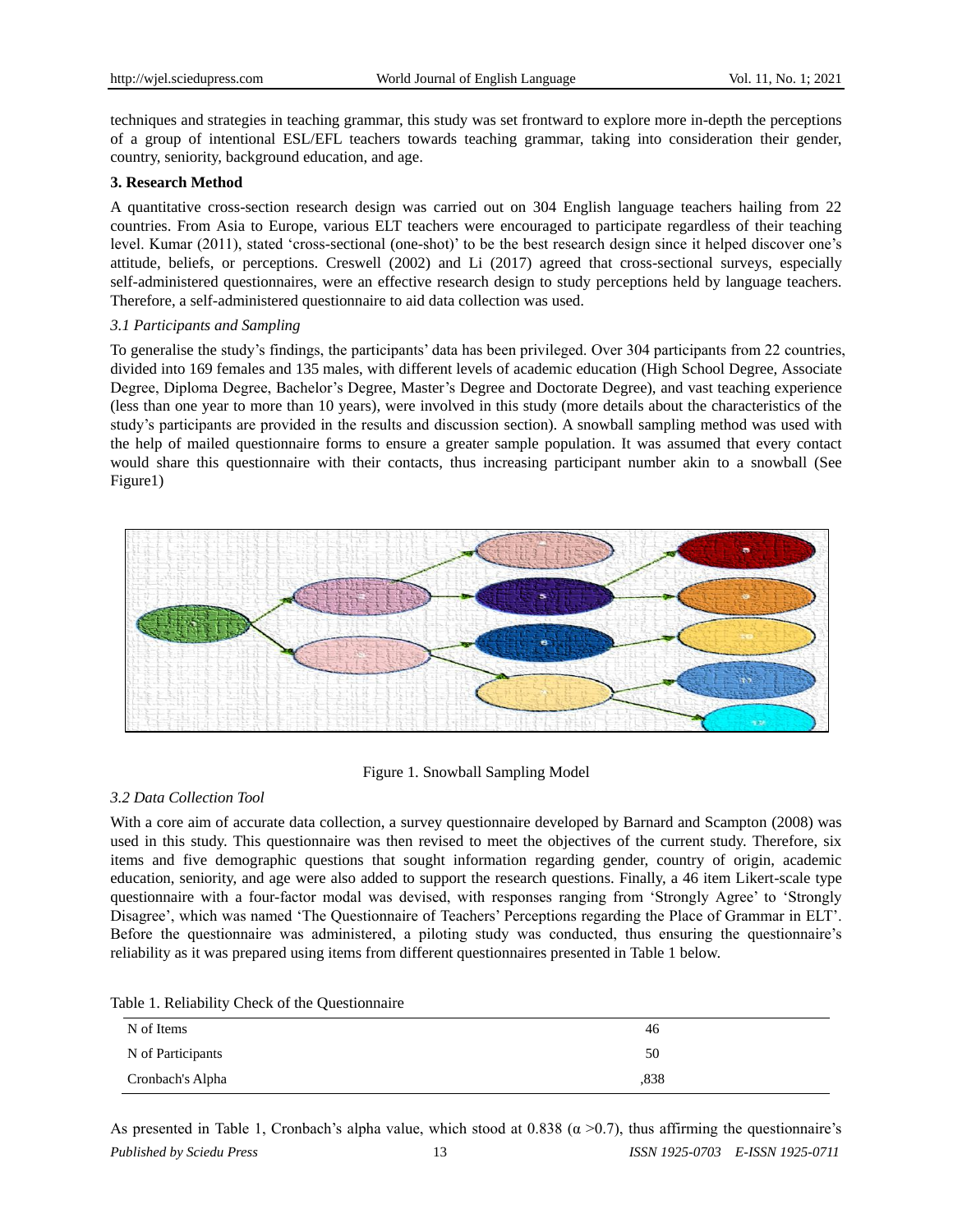techniques and strategies in teaching grammar, this study was set frontward to explore more in-depth the perceptions of a group of intentional ESL/EFL teachers towards teaching grammar, taking into consideration their gender, country, seniority, background education, and age.

## 3. Research Method

A quantitative cross-section research design was carried out on 304 English language teachers hailing from 22 countries. From Asia to Europe, various ELT teachers were encouraged to participate regardless of their teaching level. Kumar (2011), stated 'cross-sectional (one-shot)' to be the best research design since it helped discover one's attitude, beliefs, or perceptions. Creswell (2002) and Li (2017) agreed that cross-sectional surveys, especially self-administered questionnaires, were an effective research design to study perceptions held by language teachers. Therefore, a self-administered questionnaire to aid data collection was used.

### *3.1 Participants and Sampling*

To generalise the study's findings, the participants' data has been privileged. Over 304 participants from 22 countries, divided into 169 females and 135 males, with different levels of academic education (High School Degree, Associate Degree, Diploma Degree, Bachelor's Degree, Master's Degree and Doctorate Degree), and vast teaching experience (less than one year to more than 10 years), were involved in this study (more details about the characteristics of the study's participants are provided in the results and discussion section). A snowball sampling method was used with the help of mailed questionnaire forms to ensure a greater sample population. It was assumed that every contact would share this questionnaire with their contacts, thus increasing participant number akin to a snowball (See Figure1)

Figure 1. Snowball Sampling Model

### *3.2 Data Collection Tool*

With a core aim of accurate data collection, a survey questionnaire developed by Barnard and Scampton (2008) was used in this study. This questionnaire was then revised to meet the objectives of the current study. Therefore, six items and five demographic questions that sought information regarding gender, country of origin, academic education, seniority, and age were also added to support the research questions. Finally, a 46 item Likert-scale type questionnaire with a four-factor modal was devised, with responses ranging from 'Strongly Agree' to 'Strongly Disagree', which was named 'The Questionnaire of Teachers' Perceptions regarding the Place of Grammar in ELT'. Before the questionnaire was administered, a piloting study was conducted, thus ensuring the questionnaire's reliability as it was prepared using items from different questionnaires presented in Table 1 below.

Table 1. Reliability Check of the Questionnaire

| | |
|---|---|
| N of Items | 46 |
| N of Participants | 50 |
| Cronbach's Alpha | ,838 |

As presented in Table 1, Cronbach's alpha value, which stood at 0.838 ($\alpha > 0.7$), thus affirming the questionnaire's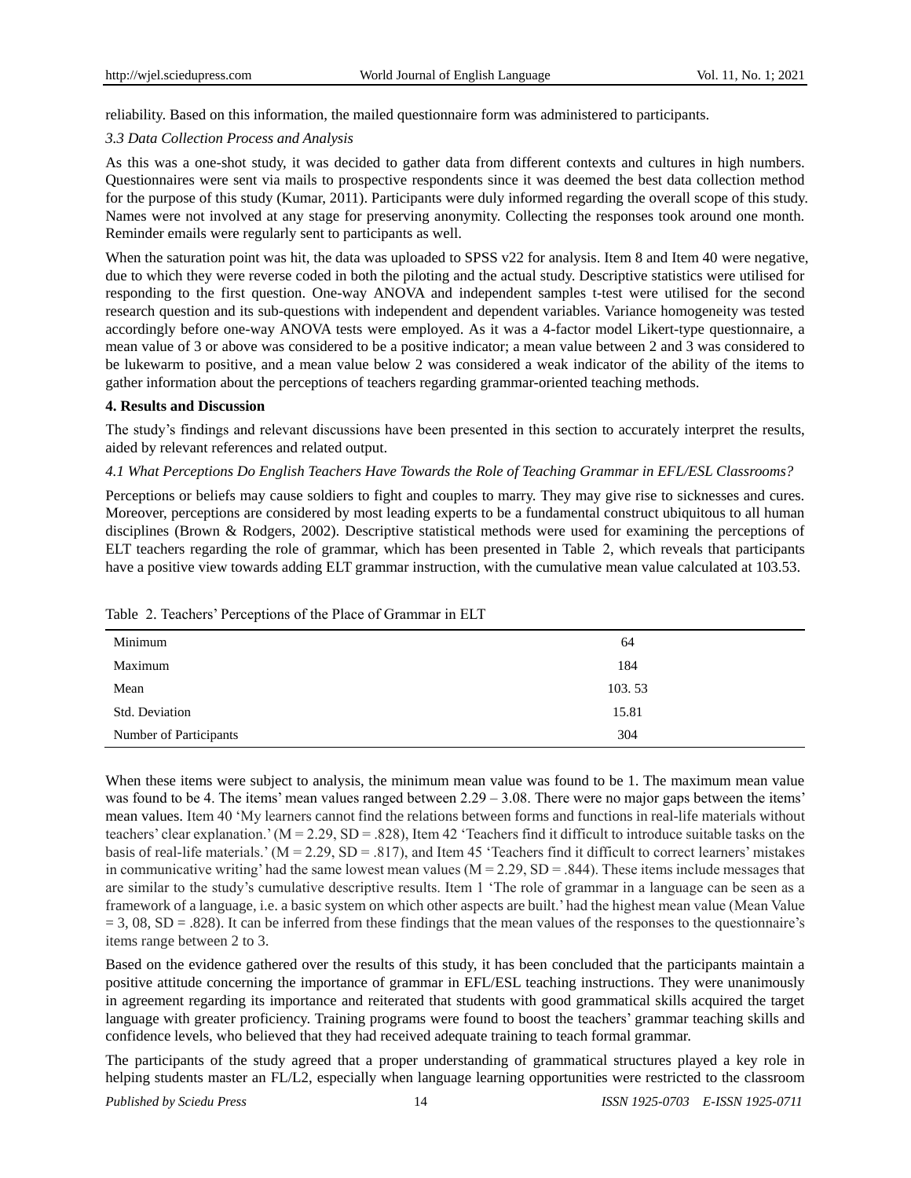reliability. Based on this information, the mailed questionnaire form was administered to participants.

### *3.3 Data Collection Process and Analysis*

As this was a one-shot study, it was decided to gather data from different contexts and cultures in high numbers. Questionnaires were sent via mails to prospective respondents since it was deemed the best data collection method for the purpose of this study (Kumar, 2011). Participants were duly informed regarding the overall scope of this study. Names were not involved at any stage for preserving anonymity. Collecting the responses took around one month. Reminder emails were regularly sent to participants as well.

When the saturation point was hit, the data was uploaded to SPSS v22 for analysis. Item 8 and Item 40 were negative, due to which they were reverse coded in both the piloting and the actual study. Descriptive statistics were utilised for responding to the first question. One-way ANOVA and independent samples t-test were utilised for the second research question and its sub-questions with independent and dependent variables. Variance homogeneity was tested accordingly before one-way ANOVA tests were employed. As it was a 4-factor model Likert-type questionnaire, a mean value of 3 or above was considered to be a positive indicator; a mean value between 2 and 3 was considered to be lukewarm to positive, and a mean value below 2 was considered a weak indicator of the ability of the items to gather information about the perceptions of teachers regarding grammar-oriented teaching methods.

## 4. Results and Discussion

The study's findings and relevant discussions have been presented in this section to accurately interpret the results, aided by relevant references and related output.

### *4.1 What Perceptions Do English Teachers Have Towards the Role of Teaching Grammar in EFL/ESL Classrooms?*

Perceptions or beliefs may cause soldiers to fight and couples to marry. They may give rise to sicknesses and cures. Moreover, perceptions are considered by most leading experts to be a fundamental construct ubiquitous to all human disciplines (Brown & Rodgers, 2002). Descriptive statistical methods were used for examining the perceptions of ELT teachers regarding the role of grammar, which has been presented in Table 2, which reveals that participants have a positive view towards adding ELT grammar instruction, with the cumulative mean value calculated at 103.53.

Table 2. Teachers' Perceptions of the Place of Grammar in ELT

| | |
|---|---|
| Minimum | 64 |
| Maximum | 184 |
| Mean | 103. 53 |
| Std. Deviation | 15.81 |
| Number of Participants | 304 |

When these items were subject to analysis, the minimum mean value was found to be 1. The maximum mean value was found to be 4. The items' mean values ranged between 2.29 – 3.08. There were no major gaps between the items' mean values. Item 40 'My learners cannot find the relations between forms and functions in real-life materials without teachers' clear explanation.' (M = 2.29, SD = .828), Item 42 'Teachers find it difficult to introduce suitable tasks on the basis of real-life materials.' (M = 2.29, SD = .817), and Item 45 'Teachers find it difficult to correct learners' mistakes in communicative writing' had the same lowest mean values (M = 2.29, SD = .844). These items include messages that are similar to the study's cumulative descriptive results. Item 1 'The role of grammar in a language can be seen as a framework of a language, i.e. a basic system on which other aspects are built.' had the highest mean value (Mean Value = 3, 08, SD = .828). It can be inferred from these findings that the mean values of the responses to the questionnaire's items range between 2 to 3.

Based on the evidence gathered over the results of this study, it has been concluded that the participants maintain a positive attitude concerning the importance of grammar in EFL/ESL teaching instructions. They were unanimously in agreement regarding its importance and reiterated that students with good grammatical skills acquired the target language with greater proficiency. Training programs were found to boost the teachers' grammar teaching skills and confidence levels, who believed that they had received adequate training to teach formal grammar.

The participants of the study agreed that a proper understanding of grammatical structures played a key role in helping students master an FL/L2, especially when language learning opportunities were restricted to the classroom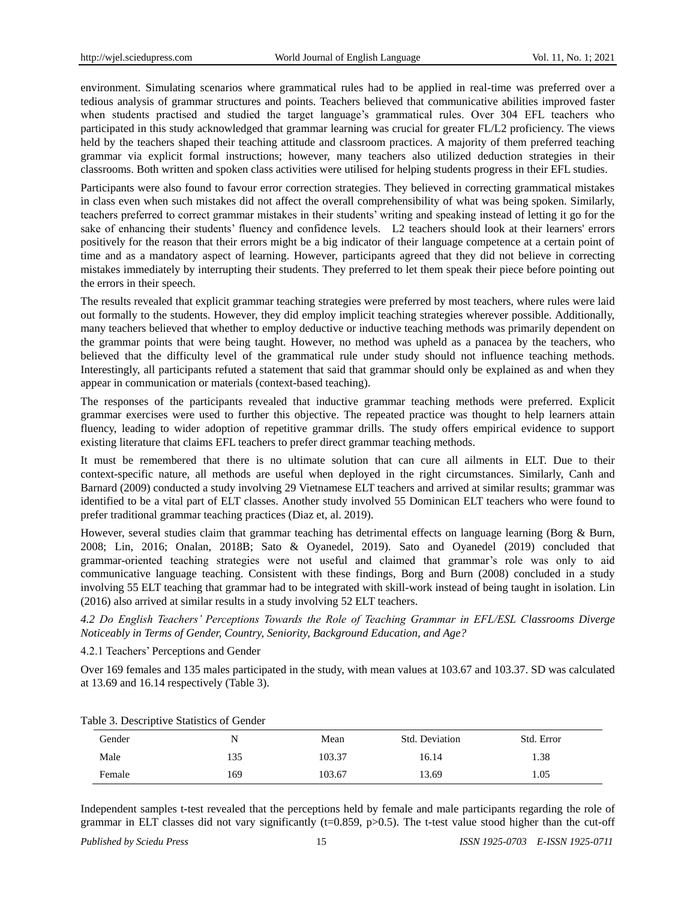environment. Simulating scenarios where grammatical rules had to be applied in real-time was preferred over a tedious analysis of grammar structures and points. Teachers believed that communicative abilities improved faster when students practised and studied the target language's grammatical rules. Over 304 EFL teachers who participated in this study acknowledged that grammar learning was crucial for greater FL/L2 proficiency. The views held by the teachers shaped their teaching attitude and classroom practices. A majority of them preferred teaching grammar via explicit formal instructions; however, many teachers also utilized deduction strategies in their classrooms. Both written and spoken class activities were utilised for helping students progress in their EFL studies.

Participants were also found to favour error correction strategies. They believed in correcting grammatical mistakes in class even when such mistakes did not affect the overall comprehensibility of what was being spoken. Similarly, teachers preferred to correct grammar mistakes in their students' writing and speaking instead of letting it go for the sake of enhancing their students' fluency and confidence levels. L2 teachers should look at their learners' errors positively for the reason that their errors might be a big indicator of their language competence at a certain point of time and as a mandatory aspect of learning. However, participants agreed that they did not believe in correcting mistakes immediately by interrupting their students. They preferred to let them speak their piece before pointing out the errors in their speech.

The results revealed that explicit grammar teaching strategies were preferred by most teachers, where rules were laid out formally to the students. However, they did employ implicit teaching strategies wherever possible. Additionally, many teachers believed that whether to employ deductive or inductive teaching methods was primarily dependent on the grammar points that were being taught. However, no method was upheld as a panacea by the teachers, who believed that the difficulty level of the grammatical rule under study should not influence teaching methods. Interestingly, all participants refuted a statement that said that grammar should only be explained as and when they appear in communication or materials (context-based teaching).

The responses of the participants revealed that inductive grammar teaching methods were preferred. Explicit grammar exercises were used to further this objective. The repeated practice was thought to help learners attain fluency, leading to wider adoption of repetitive grammar drills. The study offers empirical evidence to support existing literature that claims EFL teachers to prefer direct grammar teaching methods.

It must be remembered that there is no ultimate solution that can cure all ailments in ELT. Due to their context-specific nature, all methods are useful when deployed in the right circumstances. Similarly, Canh and Barnard (2009) conducted a study involving 29 Vietnamese ELT teachers and arrived at similar results; grammar was identified to be a vital part of ELT classes. Another study involved 55 Dominican ELT teachers who were found to prefer traditional grammar teaching practices (Diaz et, al. 2019).

However, several studies claim that grammar teaching has detrimental effects on language learning (Borg & Burn, 2008; Lin, 2016; Onalan, 2018B; Sato & Oyanedel, 2019). Sato and Oyanedel (2019) concluded that grammar-oriented teaching strategies were not useful and claimed that grammar's role was only to aid communicative language teaching. Consistent with these findings, Borg and Burn (2008) concluded in a study involving 55 ELT teaching that grammar had to be integrated with skill-work instead of being taught in isolation. Lin (2016) also arrived at similar results in a study involving 52 ELT teachers.

### *4.2 Do English Teachers' Perceptions Towards the Role of Teaching Grammar in EFL/ESL Classrooms Diverge Noticeably in Terms of Gender, Country, Seniority, Background Education, and Age?*

#### 4.2.1 Teachers' Perceptions and Gender

Over 169 females and 135 males participated in the study, with mean values at 103.67 and 103.37. SD was calculated at 13.69 and 16.14 respectively (Table 3).

Table 3. Descriptive Statistics of Gender

| Gender | N | Mean | Std. Deviation | Std. Error |
|---|---|---|---|---|
| Male | 135 | 103.37 | 16.14 | 1.38 |
| Female | 169 | 103.67 | 13.69 | 1.05 |

Independent samples t-test revealed that the perceptions held by female and male participants regarding the role of grammar in ELT classes did not vary significantly ($t=0.859$, $p>0.5$). The t-test value stood higher than the cut-off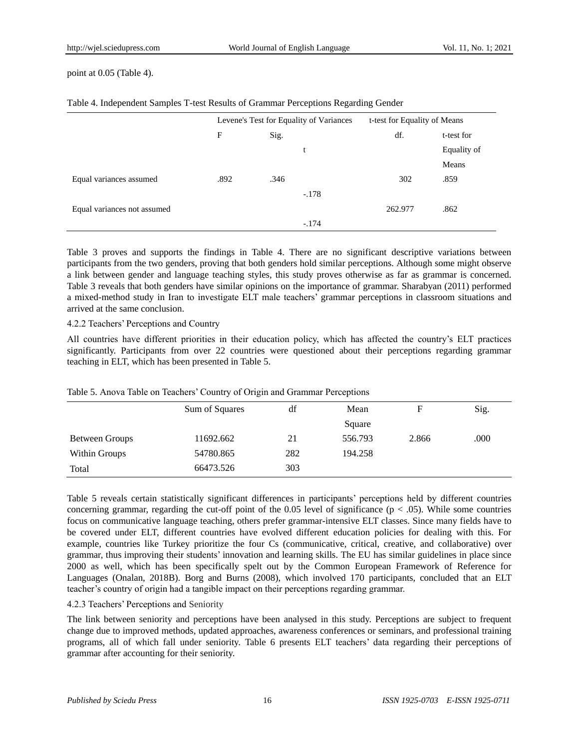point at 0.05 (Table 4).

Table 4. Independent Samples T-test Results of Grammar Perceptions Regarding Gender

| | Levene's Test for Equality of Variances | | t-test for Equality of Means | | |
|---|---|---|---|---|---|
| | F | Sig. | t | df. | t-test for Equality of Means |
| Equal variances assumed | .892 | .346 | -.178 | 302 | .859 |
| Equal variances not assumed | | | -.174 | 262.977 | .862 |

Table 3 proves and supports the findings in Table 4. There are no significant descriptive variations between participants from the two genders, proving that both genders hold similar perceptions. Although some might observe a link between gender and language teaching styles, this study proves otherwise as far as grammar is concerned. Table 3 reveals that both genders have similar opinions on the importance of grammar. Sharabyan (2011) performed a mixed-method study in Iran to investigate ELT male teachers' grammar perceptions in classroom situations and arrived at the same conclusion.

#### 4.2.2 Teachers' Perceptions and Country

All countries have different priorities in their education policy, which has affected the country's ELT practices significantly. Participants from over 22 countries were questioned about their perceptions regarding grammar teaching in ELT, which has been presented in Table 5.

Table 5. Anova Table on Teachers' Country of Origin and Grammar Perceptions

| | Sum of Squares | df | Mean Square | F | Sig. |
|---|---|---|---|---|---|
| Between Groups | 11692.662 | 21 | 556.793 | 2.866 | .000 |
| Within Groups | 54780.865 | 282 | 194.258 | | |
| Total | 66473.526 | 303 | | | |

Table 5 reveals certain statistically significant differences in participants' perceptions held by different countries concerning grammar, regarding the cut-off point of the 0.05 level of significance ($p < .05$). While some countries focus on communicative language teaching, others prefer grammar-intensive ELT classes. Since many fields have to be covered under ELT, different countries have evolved different education policies for dealing with this. For example, countries like Turkey prioritize the four Cs (communicative, critical, creative, and collaborative) over grammar, thus improving their students' innovation and learning skills. The EU has similar guidelines in place since 2000 as well, which has been specifically spelt out by the Common European Framework of Reference for Languages (Onalan, 2018B). Borg and Burns (2008), which involved 170 participants, concluded that an ELT teacher's country of origin had a tangible impact on their perceptions regarding grammar.

#### 4.2.3 Teachers' Perceptions and Seniority

The link between seniority and perceptions have been analysed in this study. Perceptions are subject to frequent change due to improved methods, updated approaches, awareness conferences or seminars, and professional training programs, all of which fall under seniority. Table 6 presents ELT teachers' data regarding their perceptions of grammar after accounting for their seniority.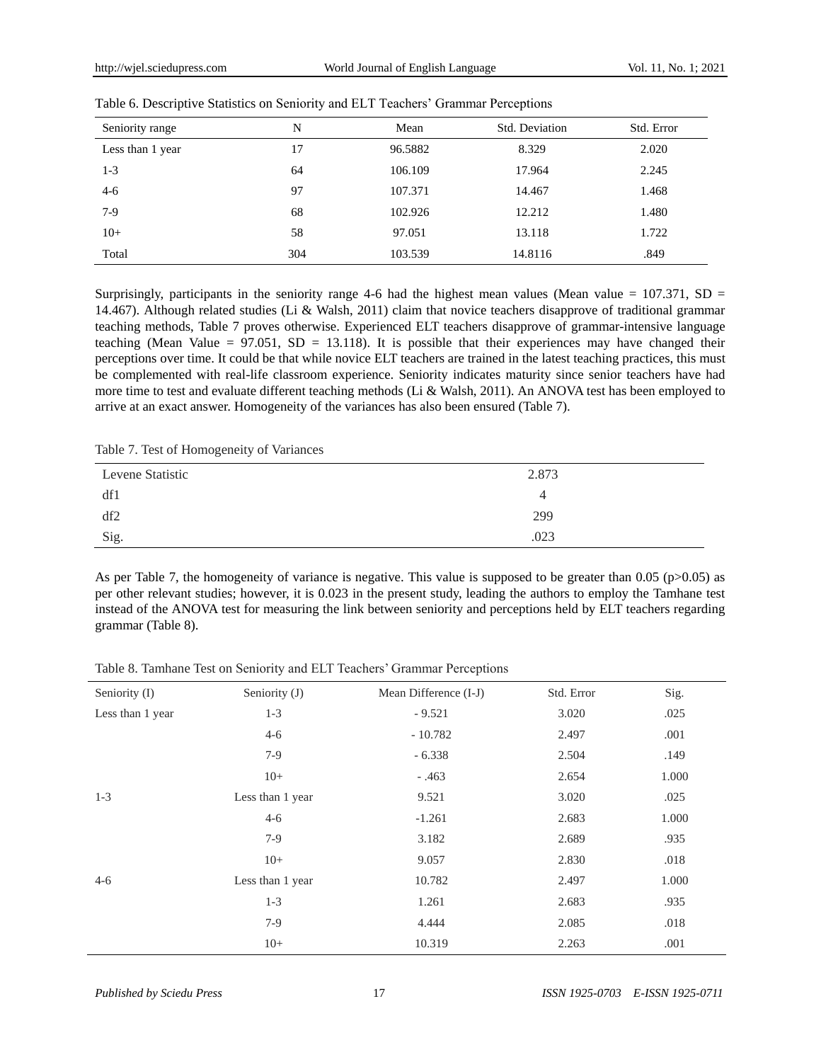Table 6. Descriptive Statistics on Seniority and ELT Teachers' Grammar Perceptions

| Seniority range | N | Mean | Std. Deviation | Std. Error |
|---|---|---|---|---|
| Less than 1 year | 17 | 96.5882 | 8.329 | 2.020 |
| 1-3 | 64 | 106.109 | 17.964 | 2.245 |
| 4-6 | 97 | 107.371 | 14.467 | 1.468 |
| 7-9 | 68 | 102.926 | 12.212 | 1.480 |
| 10+ | 58 | 97.051 | 13.118 | 1.722 |
| Total | 304 | 103.539 | 14.8116 | .849 |

Surprisingly, participants in the seniority range 4-6 had the highest mean values (Mean value = 107.371, SD = 14.467). Although related studies (Li & Walsh, 2011) claim that novice teachers disapprove of traditional grammar teaching methods, Table 7 proves otherwise. Experienced ELT teachers disapprove of grammar-intensive language teaching (Mean Value = 97.051, SD = 13.118). It is possible that their experiences may have changed their perceptions over time. It could be that while novice ELT teachers are trained in the latest teaching practices, this must be complemented with real-life classroom experience. Seniority indicates maturity since senior teachers have had more time to test and evaluate different teaching methods (Li & Walsh, 2011). An ANOVA test has been employed to arrive at an exact answer. Homogeneity of the variances has also been ensured (Table 7).

Table 7. Test of Homogeneity of Variances

| | |
|---|---|
| Levene Statistic | 2.873 |
| df1 | 4 |
| df2 | 299 |
| Sig. | .023 |

As per Table 7, the homogeneity of variance is negative. This value is supposed to be greater than 0.05 ($p>0.05$) as per other relevant studies; however, it is 0.023 in the present study, leading the authors to employ the Tamhane test instead of the ANOVA test for measuring the link between seniority and perceptions held by ELT teachers regarding grammar (Table 8).

Table 8. Tamhane Test on Seniority and ELT Teachers' Grammar Perceptions

| Seniority (I) | Seniority (J) | Mean Difference (I-J) | Std. Error | Sig. |
|---|---|---|---|---|
| Less than 1 year | 1-3 | - 9.521 | 3.020 | .025 |
| | 4-6 | - 10.782 | 2.497 | .001 |
| | 7-9 | - 6.338 | 2.504 | .149 |
| | 10+ | - .463 | 2.654 | 1.000 |
| 1-3 | Less than 1 year | 9.521 | 3.020 | .025 |
| | 4-6 | -1.261 | 2.683 | 1.000 |
| | 7-9 | 3.182 | 2.689 | .935 |
| | 10+ | 9.057 | 2.830 | .018 |
| 4-6 | Less than 1 year | 10.782 | 2.497 | 1.000 |
| | 1-3 | 1.261 | 2.683 | .935 |
| | 7-9 | 4.444 | 2.085 | .018 |
| | 10+ | 10.319 | 2.263 | .001 |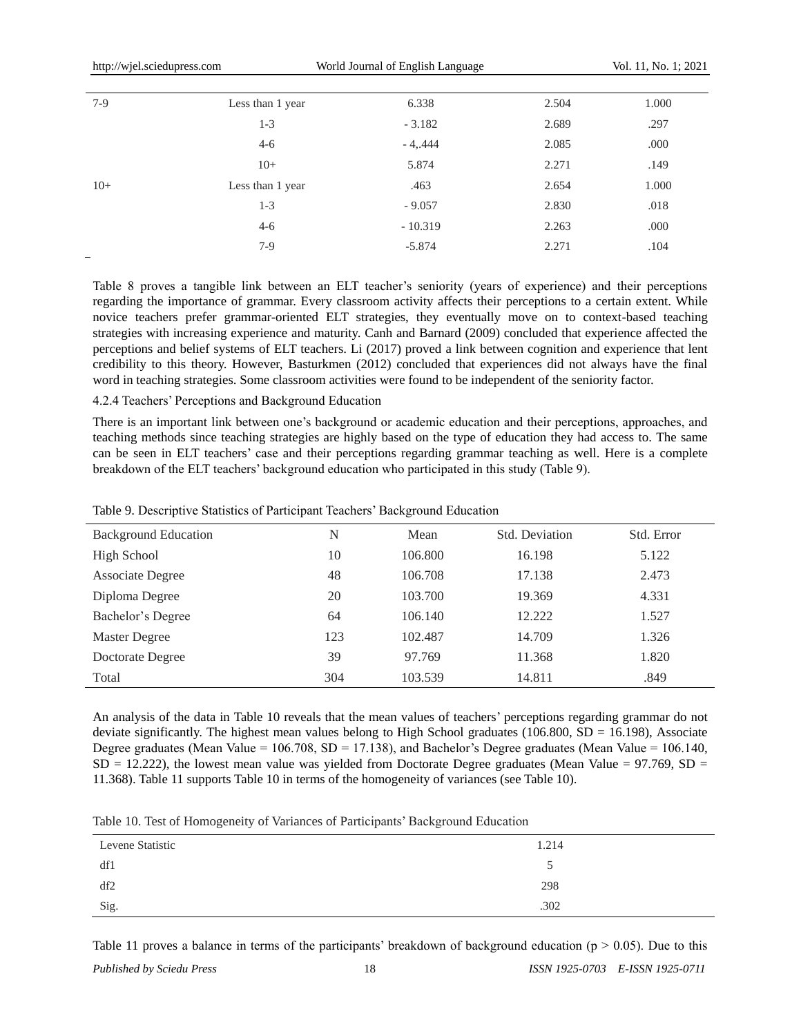| | | | | |
|---|---|---|---|---|
| 7-9 | Less than 1 year | 6.338 | 2.504 | 1.000 |
| | 1-3 | - 3.182 | 2.689 | .297 |
| | 4-6 | - 4,.444 | 2.085 | .000 |
| | 10+ | 5.874 | 2.271 | .149 |
| 10+ | Less than 1 year | .463 | 2.654 | 1.000 |
| | 1-3 | - 9.057 | 2.830 | .018 |
| | 4-6 | - 10.319 | 2.263 | .000 |
| | 7-9 | -5.874 | 2.271 | .104 |

Table 8 proves a tangible link between an ELT teacher's seniority (years of experience) and their perceptions regarding the importance of grammar. Every classroom activity affects their perceptions to a certain extent. While novice teachers prefer grammar-oriented ELT strategies, they eventually move on to context-based teaching strategies with increasing experience and maturity. Canh and Barnard (2009) concluded that experience affected the perceptions and belief systems of ELT teachers. Li (2017) proved a link between cognition and experience that lent credibility to this theory. However, Basturkmen (2012) concluded that experiences did not always have the final word in teaching strategies. Some classroom activities were found to be independent of the seniority factor.

#### 4.2.4 Teachers' Perceptions and Background Education

There is an important link between one's background or academic education and their perceptions, approaches, and teaching methods since teaching strategies are highly based on the type of education they had access to. The same can be seen in ELT teachers' case and their perceptions regarding grammar teaching as well. Here is a complete breakdown of the ELT teachers' background education who participated in this study (Table 9).

Table 9. Descriptive Statistics of Participant Teachers' Background Education

| Background Education | N | Mean | Std. Deviation | Std. Error |
|---|---|---|---|---|
| High School | 10 | 106.800 | 16.198 | 5.122 |
| Associate Degree | 48 | 106.708 | 17.138 | 2.473 |
| Diploma Degree | 20 | 103.700 | 19.369 | 4.331 |
| Bachelor's Degree | 64 | 106.140 | 12.222 | 1.527 |
| Master Degree | 123 | 102.487 | 14.709 | 1.326 |
| Doctorate Degree | 39 | 97.769 | 11.368 | 1.820 |
| Total | 304 | 103.539 | 14.811 | .849 |

An analysis of the data in Table 10 reveals that the mean values of teachers' perceptions regarding grammar do not deviate significantly. The highest mean values belong to High School graduates (106.800, SD = 16.198), Associate Degree graduates (Mean Value = 106.708, SD = 17.138), and Bachelor's Degree graduates (Mean Value = 106.140, SD = 12.222), the lowest mean value was yielded from Doctorate Degree graduates (Mean Value = 97.769, SD = 11.368). Table 11 supports Table 10 in terms of the homogeneity of variances (see Table 10).

Table 10. Test of Homogeneity of Variances of Participants' Background Education

| | |
|---|---|
| Levene Statistic | 1.214 |
| df1 | 5 |
| df2 | 298 |
| Sig. | .302 |

Table 11 proves a balance in terms of the participants' breakdown of background education ($p > 0.05$). Due to this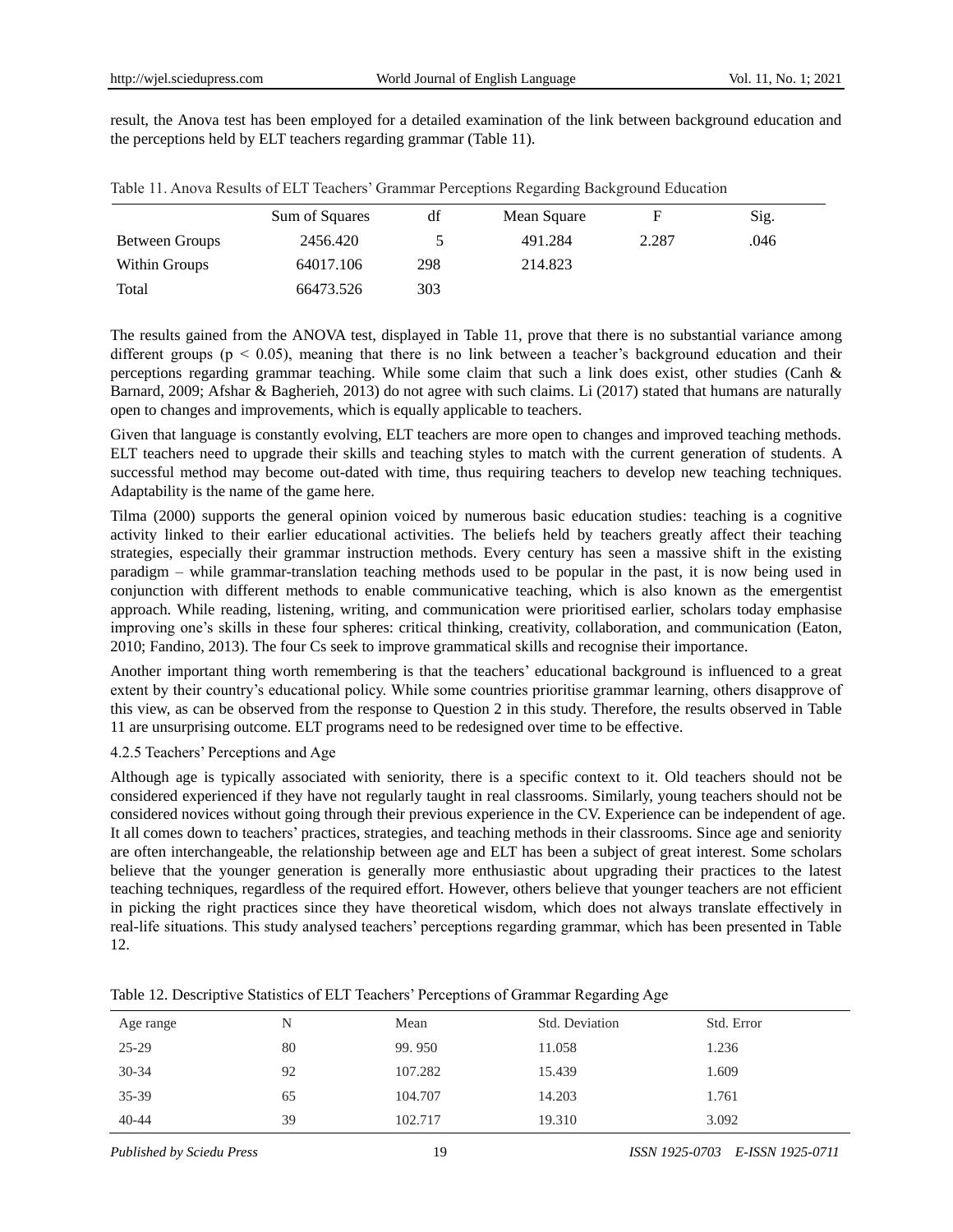result, the Anova test has been employed for a detailed examination of the link between background education and the perceptions held by ELT teachers regarding grammar (Table 11).

Table 11. Anova Results of ELT Teachers' Grammar Perceptions Regarding Background Education

| | Sum of Squares | df | Mean Square | F | Sig. |
|---|---|---|---|---|---|
| Between Groups | 2456.420 | 5 | 491.284 | 2.287 | .046 |
| Within Groups | 64017.106 | 298 | 214.823 | | |
| Total | 66473.526 | 303 | | | |

The results gained from the ANOVA test, displayed in Table 11, prove that there is no substantial variance among different groups ($p < 0.05$), meaning that there is no link between a teacher's background education and their perceptions regarding grammar teaching. While some claim that such a link does exist, other studies (Canh & Barnard, 2009; Afshar & Bagherieh, 2013) do not agree with such claims. Li (2017) stated that humans are naturally open to changes and improvements, which is equally applicable to teachers.

Given that language is constantly evolving, ELT teachers are more open to changes and improved teaching methods. ELT teachers need to upgrade their skills and teaching styles to match with the current generation of students. A successful method may become out-dated with time, thus requiring teachers to develop new teaching techniques. Adaptability is the name of the game here.

Tilma (2000) supports the general opinion voiced by numerous basic education studies: teaching is a cognitive activity linked to their earlier educational activities. The beliefs held by teachers greatly affect their teaching strategies, especially their grammar instruction methods. Every century has seen a massive shift in the existing paradigm – while grammar-translation teaching methods used to be popular in the past, it is now being used in conjunction with different methods to enable communicative teaching, which is also known as the emergentist approach. While reading, listening, writing, and communication were prioritised earlier, scholars today emphasise improving one's skills in these four spheres: critical thinking, creativity, collaboration, and communication (Eaton, 2010; Fandino, 2013). The four Cs seek to improve grammatical skills and recognise their importance.

Another important thing worth remembering is that the teachers' educational background is influenced to a great extent by their country's educational policy. While some countries prioritise grammar learning, others disapprove of this view, as can be observed from the response to Question 2 in this study. Therefore, the results observed in Table 11 are unsurprising outcome. ELT programs need to be redesigned over time to be effective.

#### 4.2.5 Teachers' Perceptions and Age

Although age is typically associated with seniority, there is a specific context to it. Old teachers should not be considered experienced if they have not regularly taught in real classrooms. Similarly, young teachers should not be considered novices without going through their previous experience in the CV. Experience can be independent of age. It all comes down to teachers' practices, strategies, and teaching methods in their classrooms. Since age and seniority are often interchangeable, the relationship between age and ELT has been a subject of great interest. Some scholars believe that the younger generation is generally more enthusiastic about upgrading their practices to the latest teaching techniques, regardless of the required effort. However, others believe that younger teachers are not efficient in picking the right practices since they have theoretical wisdom, which does not always translate effectively in real-life situations. This study analysed teachers' perceptions regarding grammar, which has been presented in Table 12.

Table 12. Descriptive Statistics of ELT Teachers' Perceptions of Grammar Regarding Age

| Age range | N | Mean | Std. Deviation | Std. Error |
|---|---|---|---|---|
| 25-29 | 80 | 99. 950 | 11.058 | 1.236 |
| 30-34 | 92 | 107.282 | 15.439 | 1.609 |
| 35-39 | 65 | 104.707 | 14.203 | 1.761 |
| 40-44 | 39 | 102.717 | 19.310 | 3.092 |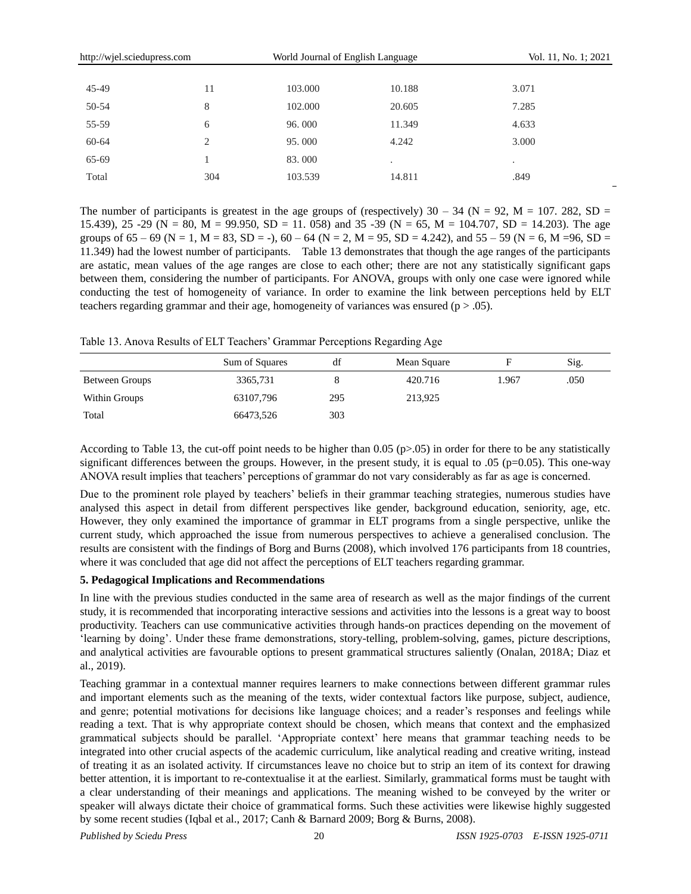| | | | | |
|---|---|---|---|---|
| 45-49 | 11 | 103.000 | 10.188 | 3.071 |
| 50-54 | 8 | 102.000 | 20.605 | 7.285 |
| 55-59 | 6 | 96. 000 | 11.349 | 4.633 |
| 60-64 | 2 | 95. 000 | 4.242 | 3.000 |
| 65-69 | 1 | 83. 000 | . | . |
| Total | 304 | 103.539 | 14.811 | .849 |

The number of participants is greatest in the age groups of (respectively) 30 – 34 (N = 92, M = 107. 282, SD = 15.439), 25 -29 (N = 80, M = 99.950, SD = 11. 058) and 35 -39 (N = 65, M = 104.707, SD = 14.203). The age groups of 65 – 69 (N = 1, M = 83, SD = -), 60 – 64 (N = 2, M = 95, SD = 4.242), and 55 – 59 (N = 6, M =96, SD = 11.349) had the lowest number of participants. Table 13 demonstrates that though the age ranges of the participants are astatic, mean values of the age ranges are close to each other; there are not any statistically significant gaps between them, considering the number of participants. For ANOVA, groups with only one case were ignored while conducting the test of homogeneity of variance. In order to examine the link between perceptions held by ELT teachers regarding grammar and their age, homogeneity of variances was ensured ($p > .05$).

Table 13. Anova Results of ELT Teachers' Grammar Perceptions Regarding Age

| | Sum of Squares | df | Mean Square | F | Sig. |
|---|---|---|---|---|---|
| Between Groups | 3365,731 | 8 | 420.716 | 1.967 | .050 |
| Within Groups | 63107,796 | 295 | 213,925 | | |
| Total | 66473,526 | 303 | | | |

According to Table 13, the cut-off point needs to be higher than 0.05 ($p>.05$) in order for there to be any statistically significant differences between the groups. However, in the present study, it is equal to .05 ($p=0.05$). This one-way ANOVA result implies that teachers' perceptions of grammar do not vary considerably as far as age is concerned.

Due to the prominent role played by teachers' beliefs in their grammar teaching strategies, numerous studies have analysed this aspect in detail from different perspectives like gender, background education, seniority, age, etc. However, they only examined the importance of grammar in ELT programs from a single perspective, unlike the current study, which approached the issue from numerous perspectives to achieve a generalised conclusion. The results are consistent with the findings of Borg and Burns (2008), which involved 176 participants from 18 countries, where it was concluded that age did not affect the perceptions of ELT teachers regarding grammar.

## 5. Pedagogical Implications and Recommendations

In line with the previous studies conducted in the same area of research as well as the major findings of the current study, it is recommended that incorporating interactive sessions and activities into the lessons is a great way to boost productivity. Teachers can use communicative activities through hands-on practices depending on the movement of 'learning by doing'. Under these frame demonstrations, story-telling, problem-solving, games, picture descriptions, and analytical activities are favourable options to present grammatical structures saliently (Onalan, 2018A; Diaz et al., 2019).

Teaching grammar in a contextual manner requires learners to make connections between different grammar rules and important elements such as the meaning of the texts, wider contextual factors like purpose, subject, audience, and genre; potential motivations for decisions like language choices; and a reader's responses and feelings while reading a text. That is why appropriate context should be chosen, which means that context and the emphasized grammatical subjects should be parallel. 'Appropriate context' here means that grammar teaching needs to be integrated into other crucial aspects of the academic curriculum, like analytical reading and creative writing, instead of treating it as an isolated activity. If circumstances leave no choice but to strip an item of its context for drawing better attention, it is important to re-contextualise it at the earliest. Similarly, grammatical forms must be taught with a clear understanding of their meanings and applications. The meaning wished to be conveyed by the writer or speaker will always dictate their choice of grammatical forms. Such these activities were likewise highly suggested by some recent studies (Iqbal et al., 2017; Canh & Barnard 2009; Borg & Burns, 2008).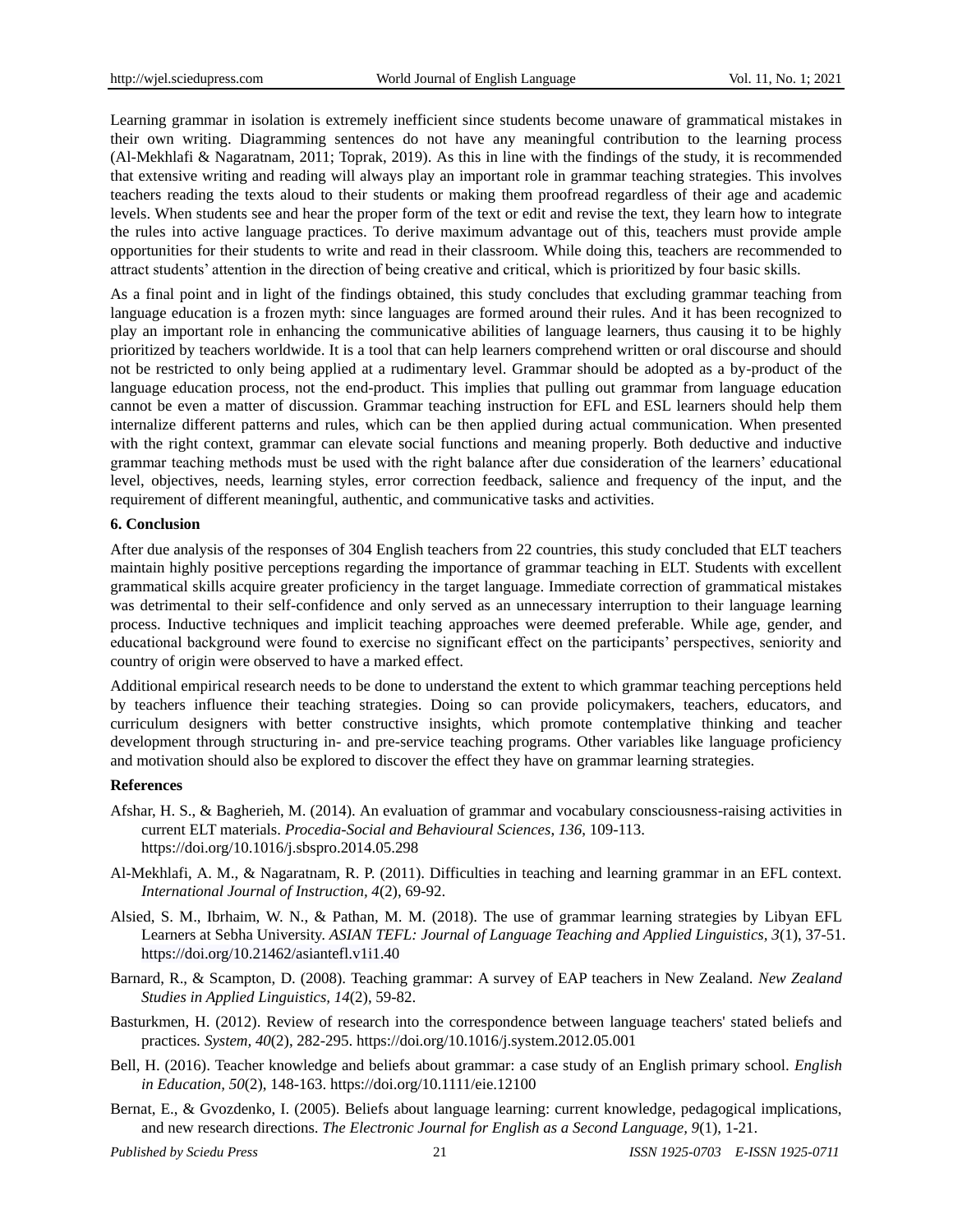Learning grammar in isolation is extremely inefficient since students become unaware of grammatical mistakes in their own writing. Diagramming sentences do not have any meaningful contribution to the learning process (Al-Mekhlafi & Nagaratnam, 2011; Toprak, 2019). As this in line with the findings of the study, it is recommended that extensive writing and reading will always play an important role in grammar teaching strategies. This involves teachers reading the texts aloud to their students or making them proofread regardless of their age and academic levels. When students see and hear the proper form of the text or edit and revise the text, they learn how to integrate the rules into active language practices. To derive maximum advantage out of this, teachers must provide ample opportunities for their students to write and read in their classroom. While doing this, teachers are recommended to attract students' attention in the direction of being creative and critical, which is prioritized by four basic skills.

As a final point and in light of the findings obtained, this study concludes that excluding grammar teaching from language education is a frozen myth: since languages are formed around their rules. And it has been recognized to play an important role in enhancing the communicative abilities of language learners, thus causing it to be highly prioritized by teachers worldwide. It is a tool that can help learners comprehend written or oral discourse and should not be restricted to only being applied at a rudimentary level. Grammar should be adopted as a by-product of the language education process, not the end-product. This implies that pulling out grammar from language education cannot be even a matter of discussion. Grammar teaching instruction for EFL and ESL learners should help them internalize different patterns and rules, which can be then applied during actual communication. When presented with the right context, grammar can elevate social functions and meaning properly. Both deductive and inductive grammar teaching methods must be used with the right balance after due consideration of the learners' educational level, objectives, needs, learning styles, error correction feedback, salience and frequency of the input, and the requirement of different meaningful, authentic, and communicative tasks and activities.

## 6. Conclusion

After due analysis of the responses of 304 English teachers from 22 countries, this study concluded that ELT teachers maintain highly positive perceptions regarding the importance of grammar teaching in ELT. Students with excellent grammatical skills acquire greater proficiency in the target language. Immediate correction of grammatical mistakes was detrimental to their self-confidence and only served as an unnecessary interruption to their language learning process. Inductive techniques and implicit teaching approaches were deemed preferable. While age, gender, and educational background were found to exercise no significant effect on the participants' perspectives, seniority and country of origin were observed to have a marked effect.

Additional empirical research needs to be done to understand the extent to which grammar teaching perceptions held by teachers influence their teaching strategies. Doing so can provide policymakers, teachers, educators, and curriculum designers with better constructive insights, which promote contemplative thinking and teacher development through structuring in- and pre-service teaching programs. Other variables like language proficiency and motivation should also be explored to discover the effect they have on grammar learning strategies.

## References

Afshar, H. S., & Bagherieh, M. (2014). An evaluation of grammar and vocabulary consciousness-raising activities in current ELT materials. *Procedia-Social and Behavioural Sciences, 136*, 109-113. https://doi.org/10.1016/j.sbspro.2014.05.298

Al-Mekhlafi, A. M., & Nagaratnam, R. P. (2011). Difficulties in teaching and learning grammar in an EFL context. *International Journal of Instruction, 4*(2), 69-92.

Alsied, S. M., Ibrhaim, W. N., & Pathan, M. M. (2018). The use of grammar learning strategies by Libyan EFL Learners at Sebha University. *ASIAN TEFL: Journal of Language Teaching and Applied Linguistics, 3*(1), 37-51. https://doi.org/10.21462/asiantefl.v1i1.40

Barnard, R., & Scampton, D. (2008). Teaching grammar: A survey of EAP teachers in New Zealand. *New Zealand Studies in Applied Linguistics, 14*(2), 59-82.

Basturkmen, H. (2012). Review of research into the correspondence between language teachers' stated beliefs and practices. *System, 40*(2), 282-295. https://doi.org/10.1016/j.system.2012.05.001

Bell, H. (2016). Teacher knowledge and beliefs about grammar: a case study of an English primary school. *English in Education, 50*(2), 148-163. https://doi.org/10.1111/eie.12100

Bernat, E., & Gvozdenko, I. (2005). Beliefs about language learning: current knowledge, pedagogical implications, and new research directions. *The Electronic Journal for English as a Second Language, 9*(1), 1-21.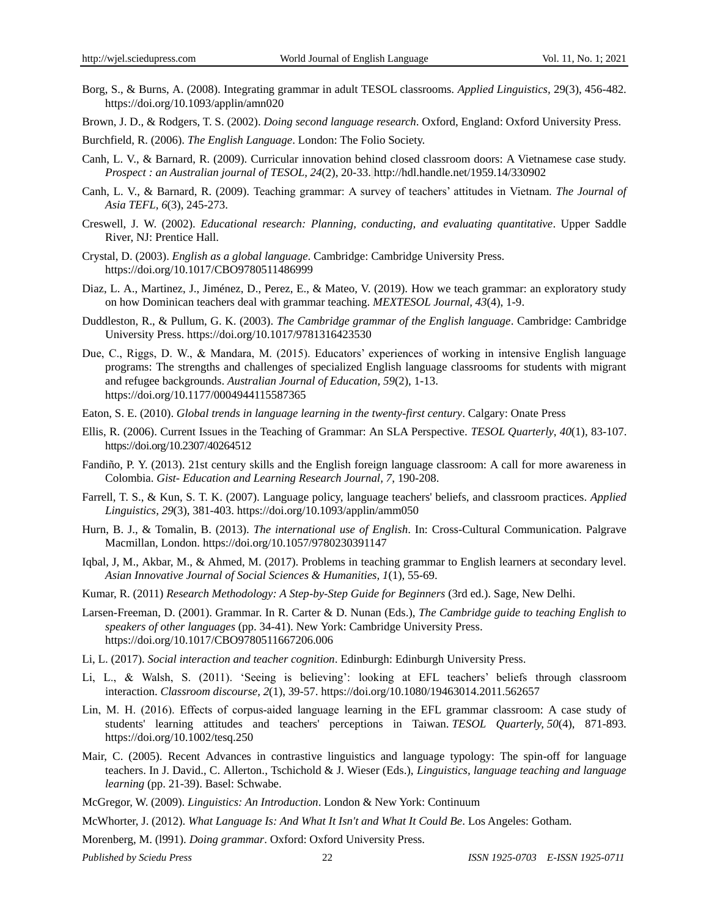Borg, S., & Burns, A. (2008). Integrating grammar in adult TESOL classrooms. *Applied Linguistics*, 29(3), 456-482. https://doi.org/10.1093/applin/amn020

Brown, J. D., & Rodgers, T. S. (2002). *Doing second language research*. Oxford, England: Oxford University Press.

Burchfield, R. (2006). *The English Language*. London: The Folio Society.

Canh, L. V., & Barnard, R. (2009). Curricular innovation behind closed classroom doors: A Vietnamese case study. *Prospect : an Australian journal of TESOL, 24*(2), 20-33. http://hdl.handle.net/1959.14/330902

Canh, L. V., & Barnard, R. (2009). Teaching grammar: A survey of teachers' attitudes in Vietnam. *The Journal of Asia TEFL, 6*(3), 245-273.

Creswell, J. W. (2002). *Educational research: Planning, conducting, and evaluating quantitative*. Upper Saddle River, NJ: Prentice Hall.

Crystal, D. (2003). *English as a global language*. Cambridge: Cambridge University Press. https://doi.org/10.1017/CBO9780511486999

Diaz, L. A., Martinez, J., Jiménez, D., Perez, E., & Mateo, V. (2019). How we teach grammar: an exploratory study on how Dominican teachers deal with grammar teaching. *MEXTESOL Journal, 43*(4), 1-9.

Duddleston, R., & Pullum, G. K. (2003). *The Cambridge grammar of the English language*. Cambridge: Cambridge University Press. https://doi.org/10.1017/9781316423530

Due, C., Riggs, D. W., & Mandara, M. (2015). Educators' experiences of working in intensive English language programs: The strengths and challenges of specialized English language classrooms for students with migrant and refugee backgrounds. *Australian Journal of Education, 59*(2), 1-13. https://doi.org/10.1177/0004944115587365

Eaton, S. E. (2010). *Global trends in language learning in the twenty-first century*. Calgary: Onate Press

Ellis, R. (2006). Current Issues in the Teaching of Grammar: An SLA Perspective. *TESOL Quarterly, 40*(1), 83-107. https://doi.org/10.2307/40264512

Fandiño, P. Y. (2013). 21st century skills and the English foreign language classroom: A call for more awareness in Colombia. *Gist- Education and Learning Research Journal, 7*, 190-208.

Farrell, T. S., & Kun, S. T. K. (2007). Language policy, language teachers' beliefs, and classroom practices. *Applied Linguistics, 29*(3), 381-403. https://doi.org/10.1093/applin/amm050

Hurn, B. J., & Tomalin, B. (2013). *The international use of English*. In: Cross-Cultural Communication. Palgrave Macmillan, London. https://doi.org/10.1057/9780230391147

Iqbal, J, M., Akbar, M., & Ahmed, M. (2017). Problems in teaching grammar to English learners at secondary level. *Asian Innovative Journal of Social Sciences & Humanities, 1*(1), 55-69.

Kumar, R. (2011) *Research Methodology: A Step-by-Step Guide for Beginners* (3rd ed.). Sage, New Delhi.

Larsen-Freeman, D. (2001). Grammar. In R. Carter & D. Nunan (Eds.), *The Cambridge guide to teaching English to speakers of other languages* (pp. 34-41). New York: Cambridge University Press. https://doi.org/10.1017/CBO9780511667206.006

Li, L. (2017). *Social interaction and teacher cognition*. Edinburgh: Edinburgh University Press.

Li, L., & Walsh, S. (2011). 'Seeing is believing': looking at EFL teachers' beliefs through classroom interaction. *Classroom discourse, 2*(1), 39-57. https://doi.org/10.1080/19463014.2011.562657

Lin, M. H. (2016). Effects of corpus-aided language learning in the EFL grammar classroom: A case study of students' learning attitudes and teachers' perceptions in Taiwan. *TESOL Quarterly, 50*(4), 871-893. https://doi.org/10.1002/tesq.250

Mair, C. (2005). Recent Advances in contrastive linguistics and language typology: The spin-off for language teachers. In J. David., C. Allerton., Tschichold & J. Wieser (Eds.), *Linguistics, language teaching and language learning* (pp. 21-39). Basel: Schwabe.

McGregor, W. (2009). *Linguistics: An Introduction*. London & New York: Continuum

McWhorter, J. (2012). *What Language Is: And What It Isn't and What It Could Be*. Los Angeles: Gotham.

Morenberg, M. (l991). *Doing grammar*. Oxford: Oxford University Press.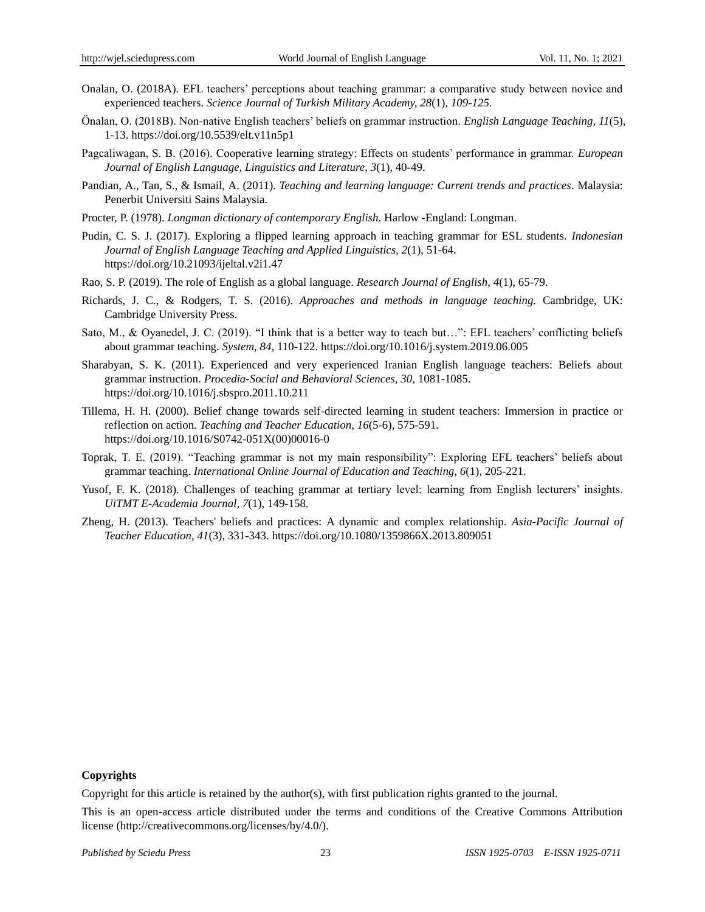Onalan, O. (2018A). EFL teachers' perceptions about teaching grammar: a comparative study between novice and experienced teachers. *Science Journal of Turkish Military Academy, 28*(1), *109-125.*

Önalan, O. (2018B). Non-native English teachers' beliefs on grammar instruction. *English Language Teaching, 11*(5), 1-13. https://doi.org/10.5539/elt.v11n5p1

Pagcaliwagan, S. B. (2016). Cooperative learning strategy: Effects on students' performance in grammar. *European Journal of English Language, Linguistics and Literature, 3*(1), 40-49.

Pandian, A., Tan, S., & Ismail, A. (2011). *Teaching and learning language: Current trends and practices*. Malaysia: Penerbit Universiti Sains Malaysia.

Procter, P. (1978). *Longman dictionary of contemporary English*. Harlow -England: Longman.

Pudin, C. S. J. (2017). Exploring a flipped learning approach in teaching grammar for ESL students. *Indonesian Journal of English Language Teaching and Applied Linguistics, 2*(1), 51-64. https://doi.org/10.21093/ijeltal.v2i1.47

Rao, S. P. (2019). The role of English as a global language. *Research Journal of English, 4*(1), 65-79.

Richards, J. C., & Rodgers, T. S. (2016). *Approaches and methods in language teaching.* Cambridge, UK: Cambridge University Press.

Sato, M., & Oyanedel, J. C. (2019). "I think that is a better way to teach but…": EFL teachers' conflicting beliefs about grammar teaching. *System, 84,* 110-122. https://doi.org/10.1016/j.system.2019.06.005

Sharabyan, S. K. (2011). Experienced and very experienced Iranian English language teachers: Beliefs about grammar instruction. *Procedia-Social and Behavioral Sciences, 30*, 1081-1085. https://doi.org/10.1016/j.sbspro.2011.10.211

Tillema, H. H. (2000). Belief change towards self-directed learning in student teachers: Immersion in practice or reflection on action. *Teaching and Teacher Education, 16*(5-6), 575-591. https://doi.org/10.1016/S0742-051X(00)00016-0

Toprak, T. E. (2019). "Teaching grammar is not my main responsibility": Exploring EFL teachers' beliefs about grammar teaching. *International Online Journal of Education and Teaching, 6*(1), 205-221.

Yusof, F. K. (2018). Challenges of teaching grammar at tertiary level: learning from English lecturers' insights. *UiTMT E-Academia Journal, 7*(1), 149-158.

Zheng, H. (2013). Teachers' beliefs and practices: A dynamic and complex relationship. *Asia-Pacific Journal of Teacher Education, 41*(3), 331-343. https://doi.org/10.1080/1359866X.2013.809051

**Copyrights**

Copyright for this article is retained by the author(s), with first publication rights granted to the journal.

This is an open-access article distributed under the terms and conditions of the Creative Commons Attribution license (http://creativecommons.org/licenses/by/4.0/).